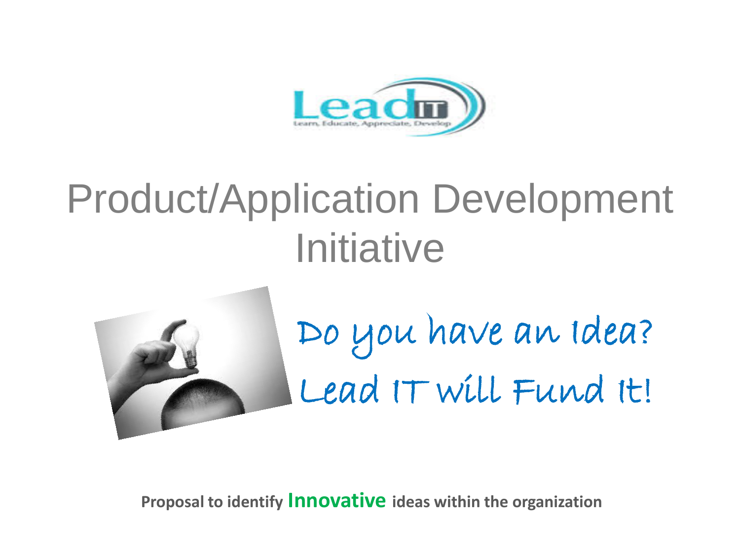Lead IT

Learn, Educate, Appreciate, Develop

# Product/Application Development Initiative

Do you have an Idea?

Lead IT will Fund It!

**Proposal to identify Innovative ideas within the organization**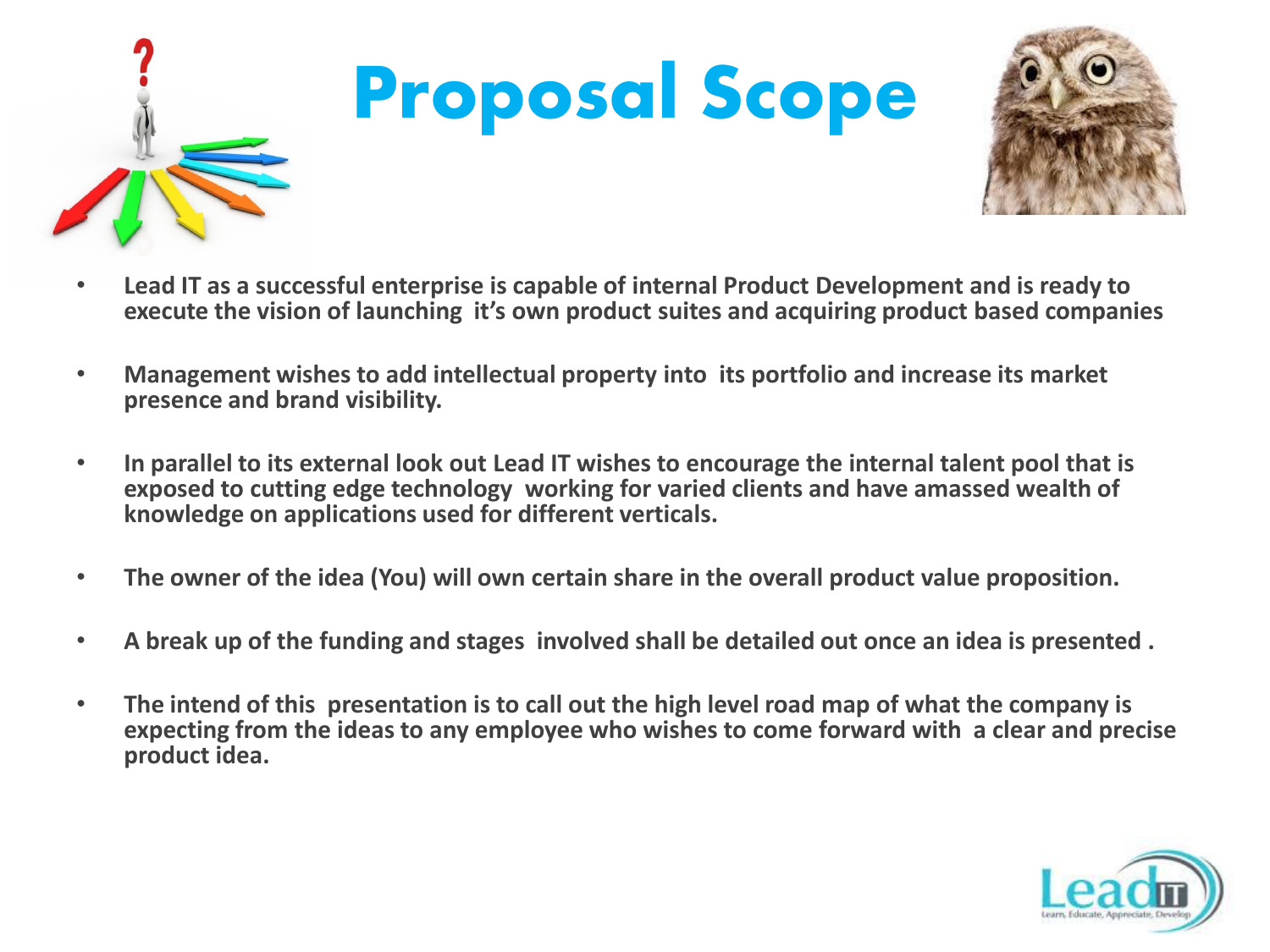# Proposal Scope

- **Lead IT as a successful enterprise is capable of internal Product Development and is ready to execute the vision of launching it's own product suites and acquiring product based companies**
- **Management wishes to add intellectual property into its portfolio and increase its market presence and brand visibility.**
- **In parallel to its external look out Lead IT wishes to encourage the internal talent pool that is exposed to cutting edge technology working for varied clients and have amassed wealth of knowledge on applications used for different verticals.**
- **The owner of the idea (You) will own certain share in the overall product value proposition.**
- **A break up of the funding and stages involved shall be detailed out once an idea is presented .**
- **The intend of this presentation is to call out the high level road map of what the company is expecting from the ideas to any employee who wishes to come forward with a clear and precise product idea.**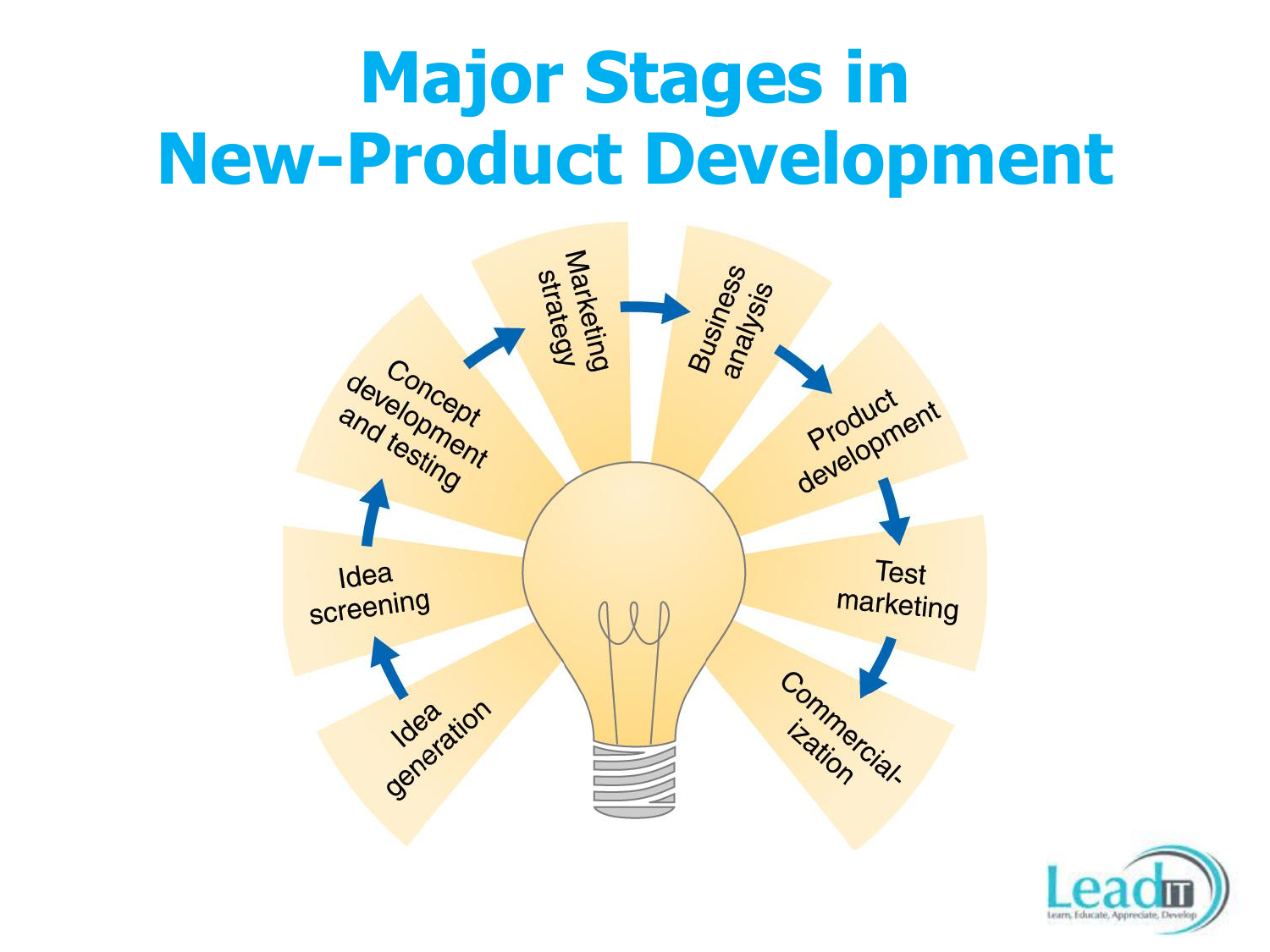# Major Stages in New-Product Development

1. Idea generation
2. Idea screening
3. Concept development and testing
4. Marketing strategy
5. Business analysis
6. Product development
7. Test marketing
8. Commercialization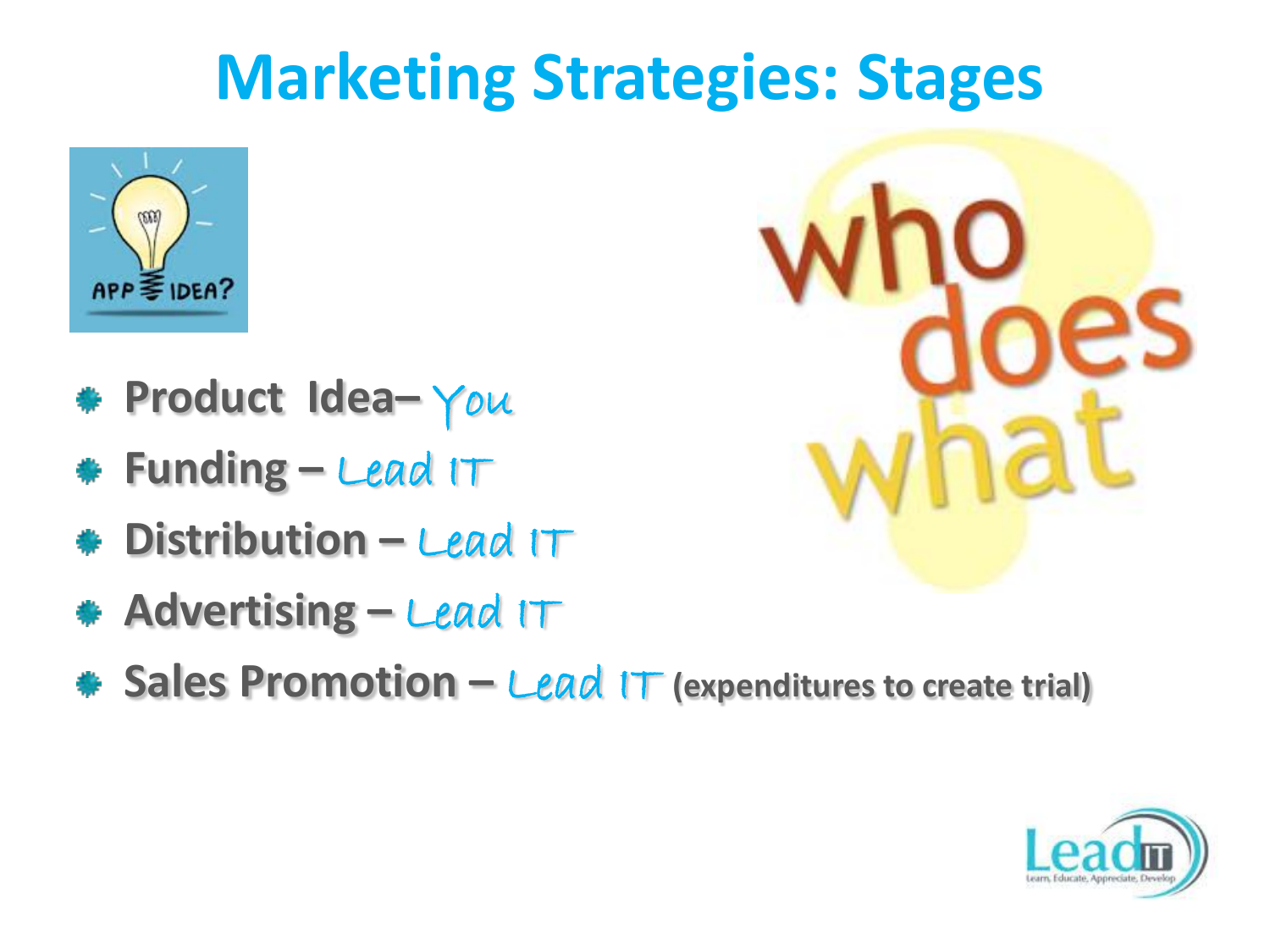# Marketing Strategies: Stages

- **Product Idea–** You
- **Funding –** Lead IT
- **Distribution –** Lead IT
- **Advertising –** Lead IT
- **Sales Promotion –** Lead IT **(expenditures to create trial)**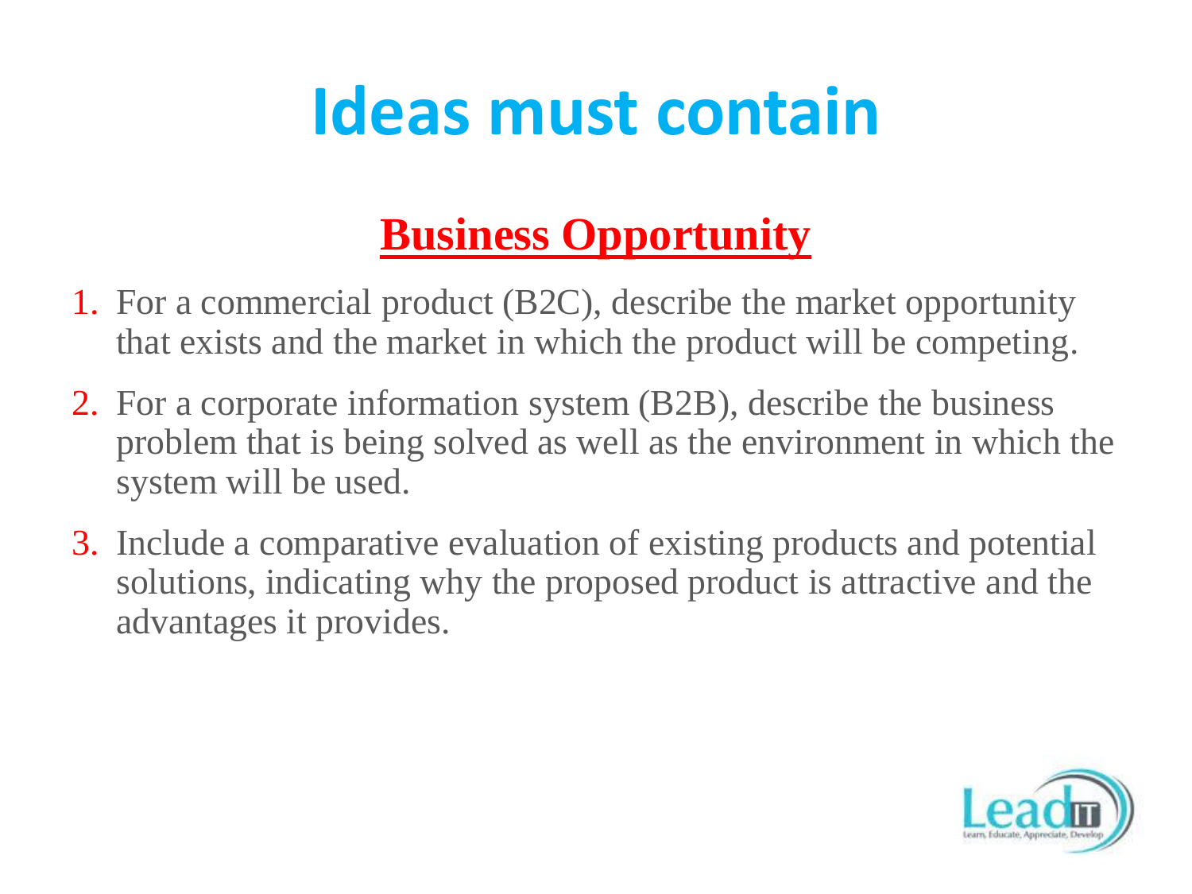# Ideas must contain

## **Business Opportunity**

1. For a commercial product (B2C), describe the market opportunity that exists and the market in which the product will be competing.
2. For a corporate information system (B2B), describe the business problem that is being solved as well as the environment in which the system will be used.
3. Include a comparative evaluation of existing products and potential solutions, indicating why the proposed product is attractive and the advantages it provides.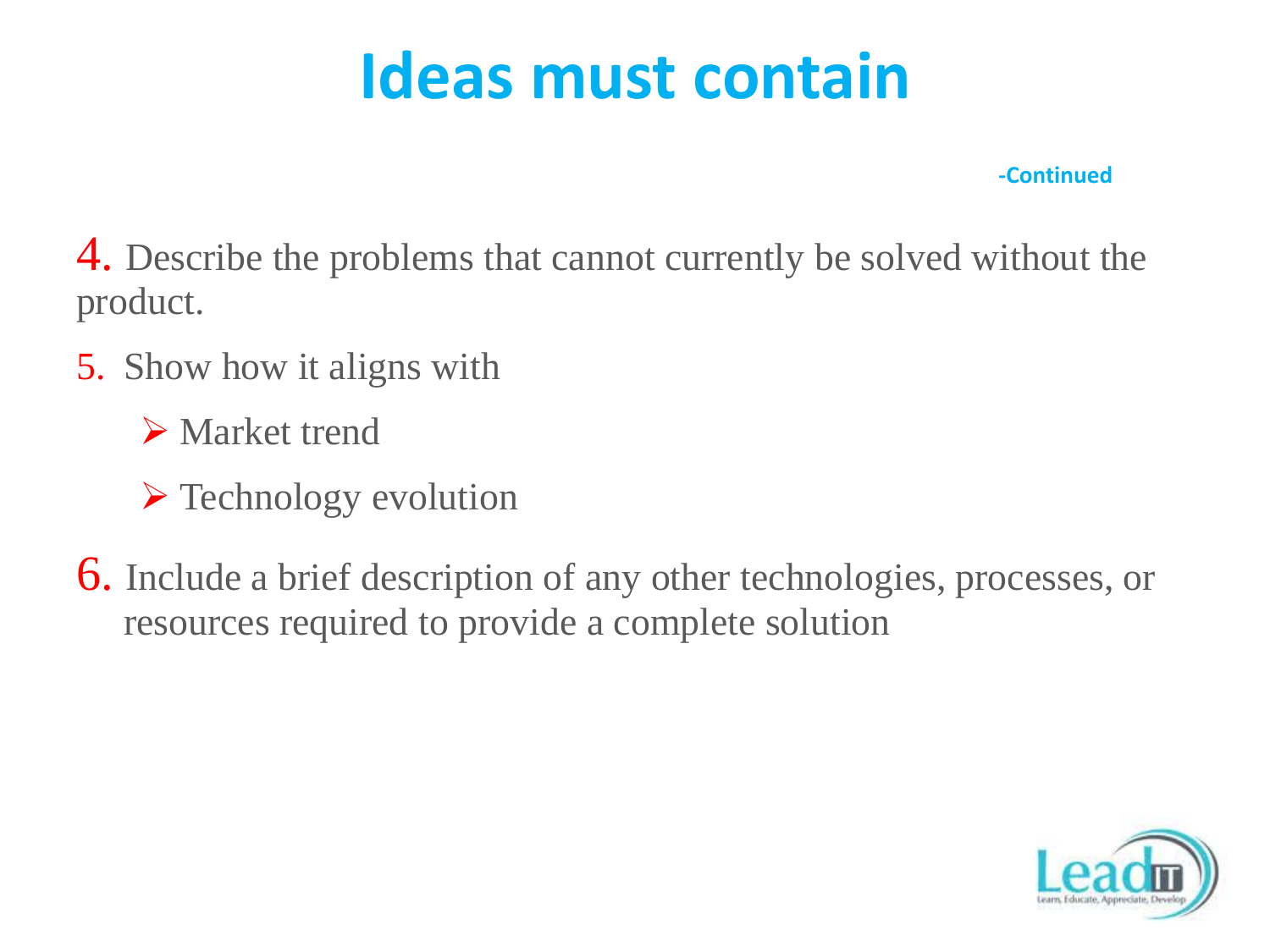# Ideas must contain

-Continued

4. Describe the problems that cannot currently be solved without the product.

5. Show how it aligns with

   - Market trend
   - Technology evolution

6. Include a brief description of any other technologies, processes, or resources required to provide a complete solution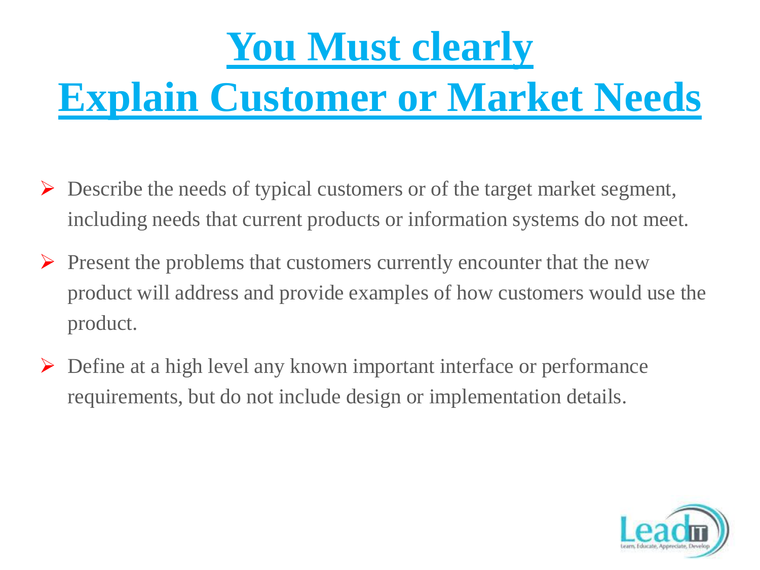# You Must clearly Explain Customer or Market Needs

- Describe the needs of typical customers or of the target market segment, including needs that current products or information systems do not meet.
- Present the problems that customers currently encounter that the new product will address and provide examples of how customers would use the product.
- Define at a high level any known important interface or performance requirements, but do not include design or implementation details.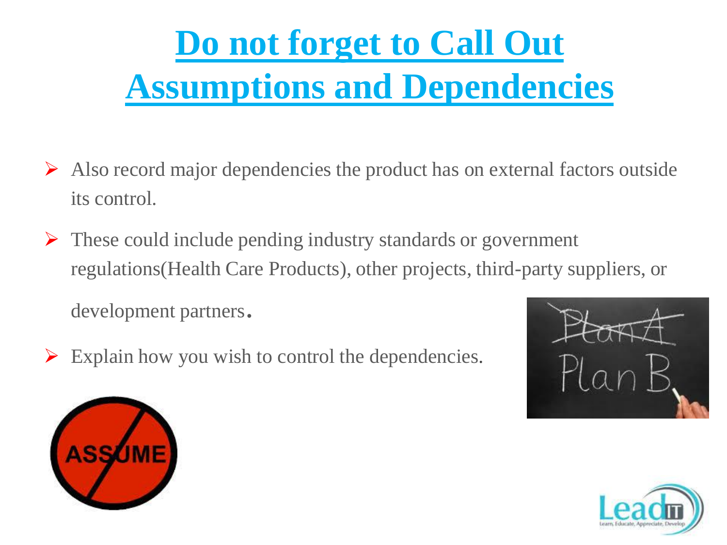# Do not forget to Call Out Assumptions and Dependencies

- Also record major dependencies the product has on external factors outside its control.
- These could include pending industry standards or government regulations(Health Care Products), other projects, third-party suppliers, or development partners.
- Explain how you wish to control the dependencies.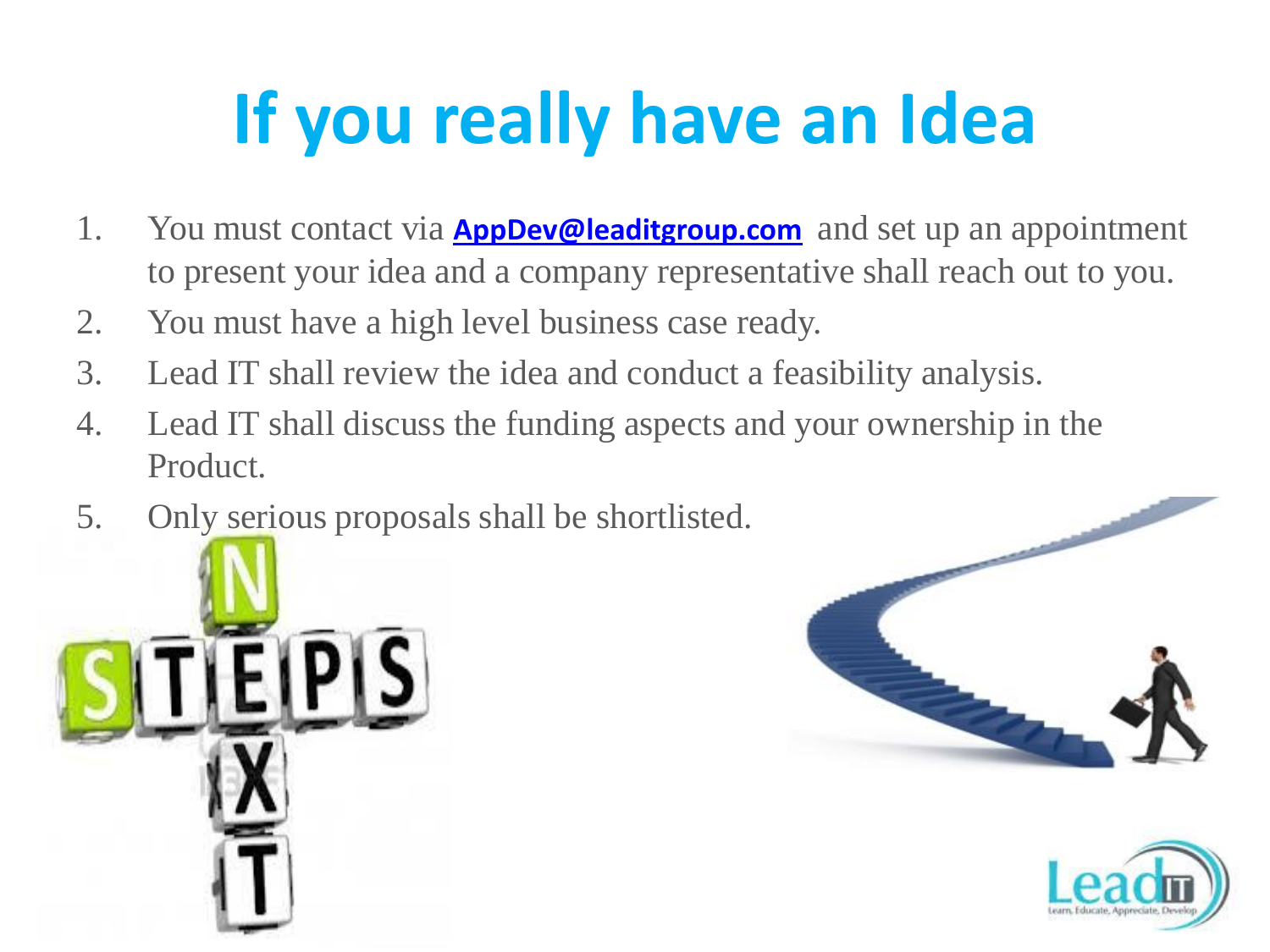# If you really have an Idea

1. You must contact via **AppDev@leaditgroup.com** and set up an appointment to present your idea and a company representative shall reach out to you.
2. You must have a high level business case ready.
3. Lead IT shall review the idea and conduct a feasibility analysis.
4. Lead IT shall discuss the funding aspects and your ownership in the Product.
5. Only serious proposals shall be shortlisted.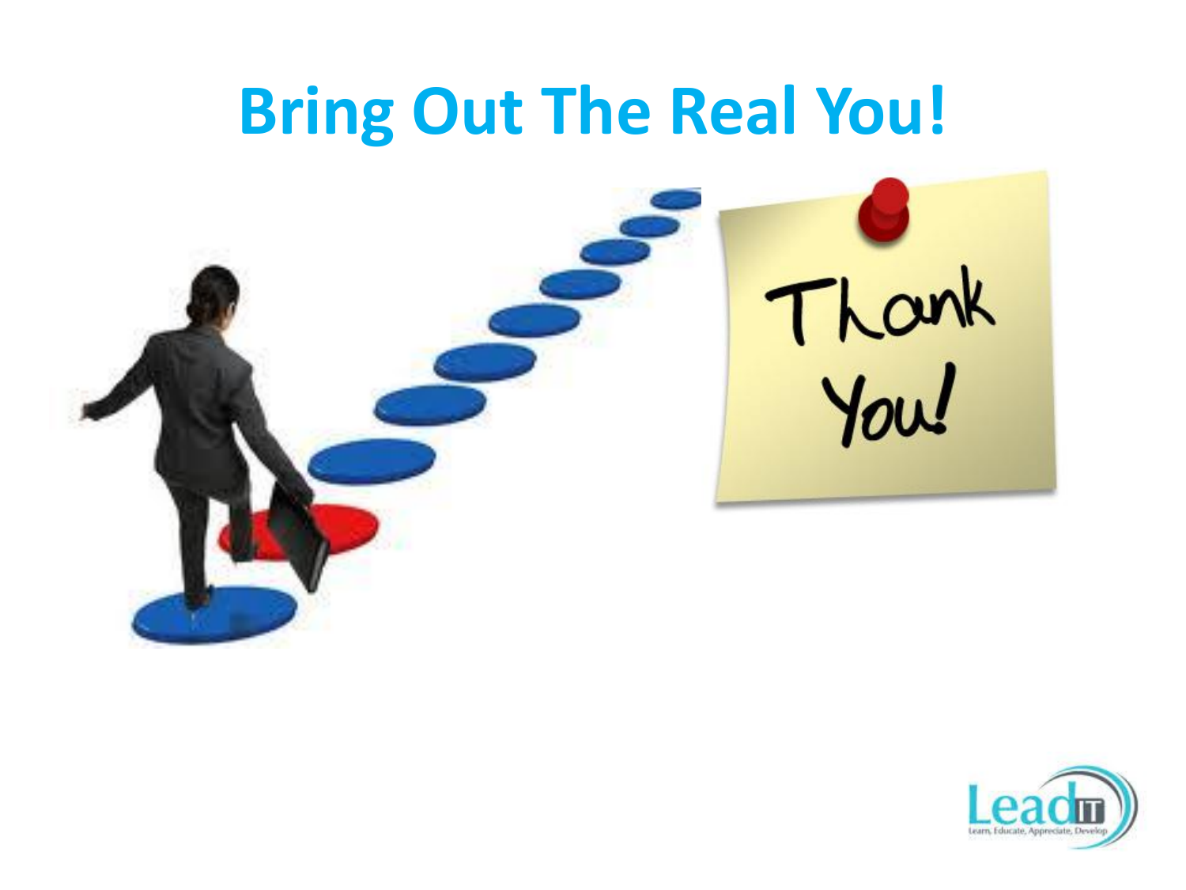# Bring Out The Real You!

Thank You!